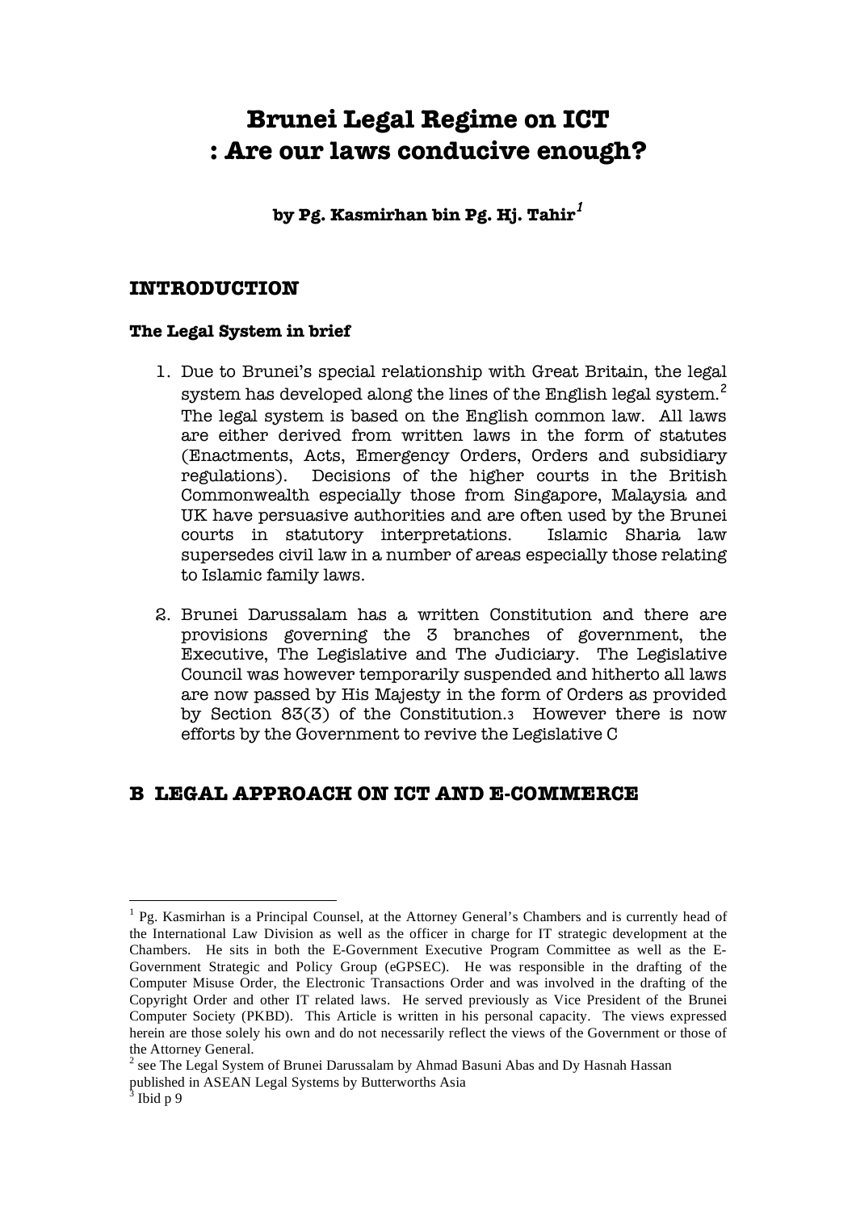# Brunei Legal Regime on ICT
# : Are our laws conducive enough?

**by Pg. Kasmirhan bin Pg. Hj. Tahir[1]**

## INTRODUCTION

### The Legal System in brief

1. Due to Brunei's special relationship with Great Britain, the legal system has developed along the lines of the English legal system.[2] The legal system is based on the English common law. All laws are either derived from written laws in the form of statutes (Enactments, Acts, Emergency Orders, Orders and subsidiary regulations). Decisions of the higher courts in the British Commonwealth especially those from Singapore, Malaysia and UK have persuasive authorities and are often used by the Brunei courts in statutory interpretations. Islamic Sharia law supersedes civil law in a number of areas especially those relating to Islamic family laws.

2. Brunei Darussalam has a written Constitution and there are provisions governing the 3 branches of government, the Executive, The Legislative and The Judiciary. The Legislative Council was however temporarily suspended and hitherto all laws are now passed by His Majesty in the form of Orders as provided by Section 83(3) of the Constitution.[3] However there is now efforts by the Government to revive the Legislative C

## B LEGAL APPROACH ON ICT AND E-COMMERCE

---

[1] Pg. Kasmirhan is a Principal Counsel, at the Attorney General's Chambers and is currently head of the International Law Division as well as the officer in charge for IT strategic development at the Chambers. He sits in both the E-Government Executive Program Committee as well as the E-Government Strategic and Policy Group (eGPSEC). He was responsible in the drafting of the Computer Misuse Order, the Electronic Transactions Order and was involved in the drafting of the Copyright Order and other IT related laws. He served previously as Vice President of the Brunei Computer Society (PKBD). This Article is written in his personal capacity. The views expressed herein are those solely his own and do not necessarily reflect the views of the Government or those of the Attorney General.

[2] see The Legal System of Brunei Darussalam by Ahmad Basuni Abas and Dy Hasnah Hassan published in ASEAN Legal Systems by Butterworths Asia

[3] Ibid p 9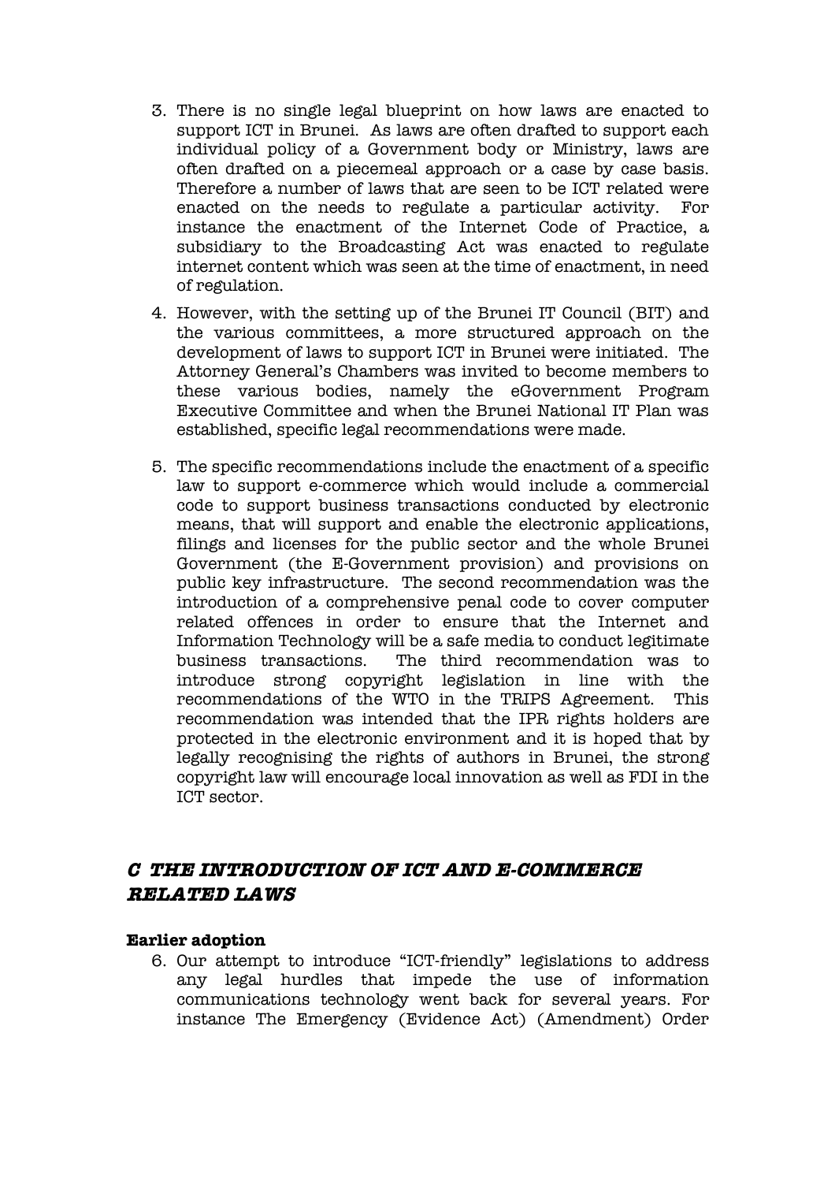3. There is no single legal blueprint on how laws are enacted to support ICT in Brunei. As laws are often drafted to support each individual policy of a Government body or Ministry, laws are often drafted on a piecemeal approach or a case by case basis. Therefore a number of laws that are seen to be ICT related were enacted on the needs to regulate a particular activity. For instance the enactment of the Internet Code of Practice, a subsidiary to the Broadcasting Act was enacted to regulate internet content which was seen at the time of enactment, in need of regulation.

4. However, with the setting up of the Brunei IT Council (BIT) and the various committees, a more structured approach on the development of laws to support ICT in Brunei were initiated. The Attorney General's Chambers was invited to become members to these various bodies, namely the eGovernment Program Executive Committee and when the Brunei National IT Plan was established, specific legal recommendations were made.

5. The specific recommendations include the enactment of a specific law to support e-commerce which would include a commercial code to support business transactions conducted by electronic means, that will support and enable the electronic applications, filings and licenses for the public sector and the whole Brunei Government (the E-Government provision) and provisions on public key infrastructure. The second recommendation was the introduction of a comprehensive penal code to cover computer related offences in order to ensure that the Internet and Information Technology will be a safe media to conduct legitimate business transactions. The third recommendation was to introduce strong copyright legislation in line with the recommendations of the WTO in the TRIPS Agreement. This recommendation was intended that the IPR rights holders are protected in the electronic environment and it is hoped that by legally recognising the rights of authors in Brunei, the strong copyright law will encourage local innovation as well as FDI in the ICT sector.

## *C THE INTRODUCTION OF ICT AND E-COMMERCE RELATED LAWS*

**Earlier adoption**

6. Our attempt to introduce "ICT-friendly" legislations to address any legal hurdles that impede the use of information communications technology went back for several years. For instance The Emergency (Evidence Act) (Amendment) Order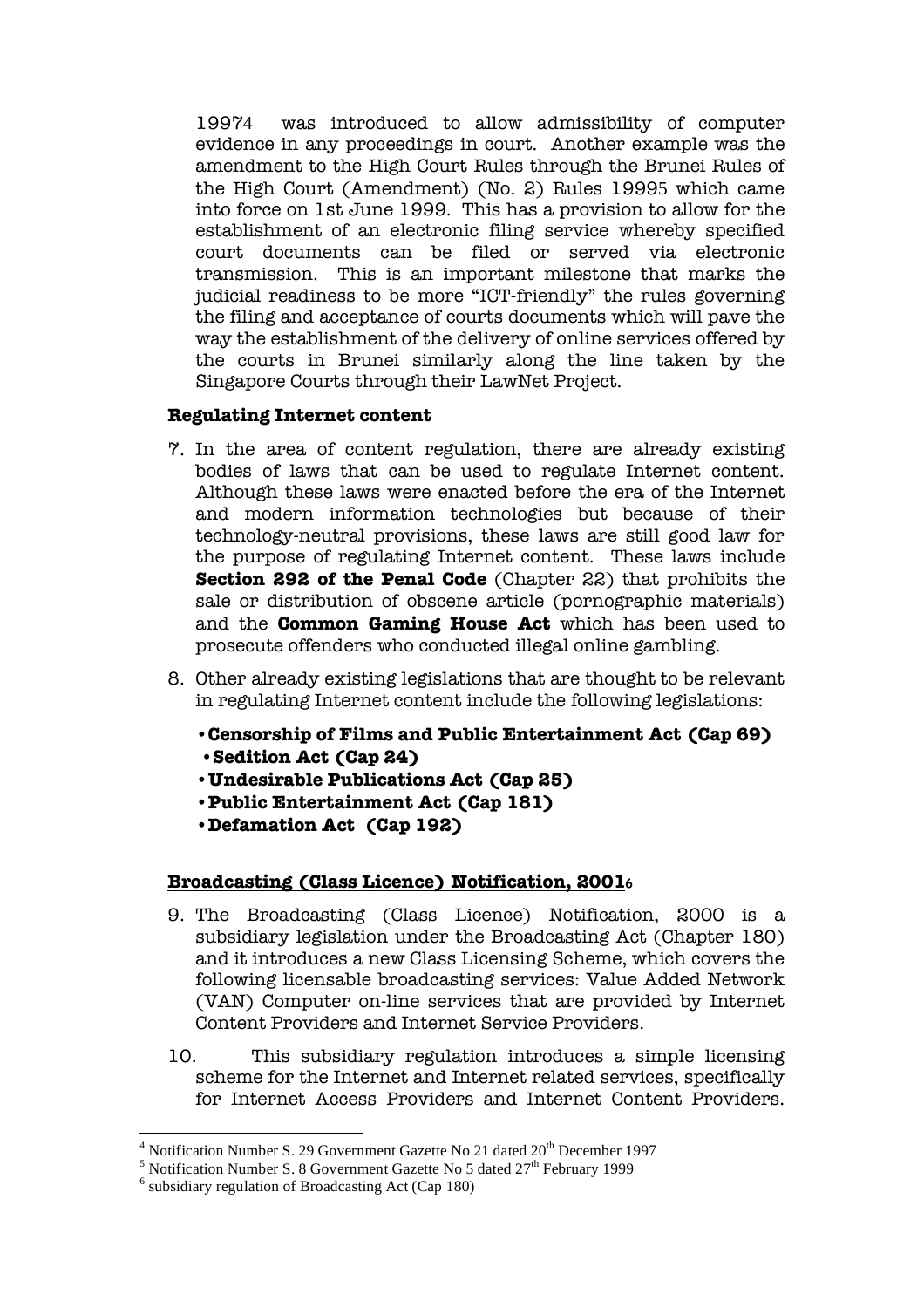19974 was introduced to allow admissibility of computer evidence in any proceedings in court. Another example was the amendment to the High Court Rules through the Brunei Rules of the High Court (Amendment) (No. 2) Rules 19995 which came into force on 1st June 1999. This has a provision to allow for the establishment of an electronic filing service whereby specified court documents can be filed or served via electronic transmission. This is an important milestone that marks the judicial readiness to be more "ICT-friendly" the rules governing the filing and acceptance of courts documents which will pave the way the establishment of the delivery of online services offered by the courts in Brunei similarly along the line taken by the Singapore Courts through their LawNet Project.

**Regulating Internet content**

7. In the area of content regulation, there are already existing bodies of laws that can be used to regulate Internet content. Although these laws were enacted before the era of the Internet and modern information technologies but because of their technology-neutral provisions, these laws are still good law for the purpose of regulating Internet content. These laws include **Section 292 of the Penal Code** (Chapter 22) that prohibits the sale or distribution of obscene article (pornographic materials) and the **Common Gaming House Act** which has been used to prosecute offenders who conducted illegal online gambling.

8. Other already existing legislations that are thought to be relevant in regulating Internet content include the following legislations:

- **Censorship of Films and Public Entertainment Act (Cap 69)**
- **Sedition Act (Cap 24)**
- **Undesirable Publications Act (Cap 25)**
- **Public Entertainment Act (Cap 181)**
- **Defamation Act (Cap 192)**

**Broadcasting (Class Licence) Notification, 2001**[6]

9. The Broadcasting (Class Licence) Notification, 2000 is a subsidiary legislation under the Broadcasting Act (Chapter 180) and it introduces a new Class Licensing Scheme, which covers the following licensable broadcasting services: Value Added Network (VAN) Computer on-line services that are provided by Internet Content Providers and Internet Service Providers.

10. This subsidiary regulation introduces a simple licensing scheme for the Internet and Internet related services, specifically for Internet Access Providers and Internet Content Providers.

---

[4] Notification Number S. 29 Government Gazette No 21 dated 20th December 1997

[5] Notification Number S. 8 Government Gazette No 5 dated 27th February 1999

[6] subsidiary regulation of Broadcasting Act (Cap 180)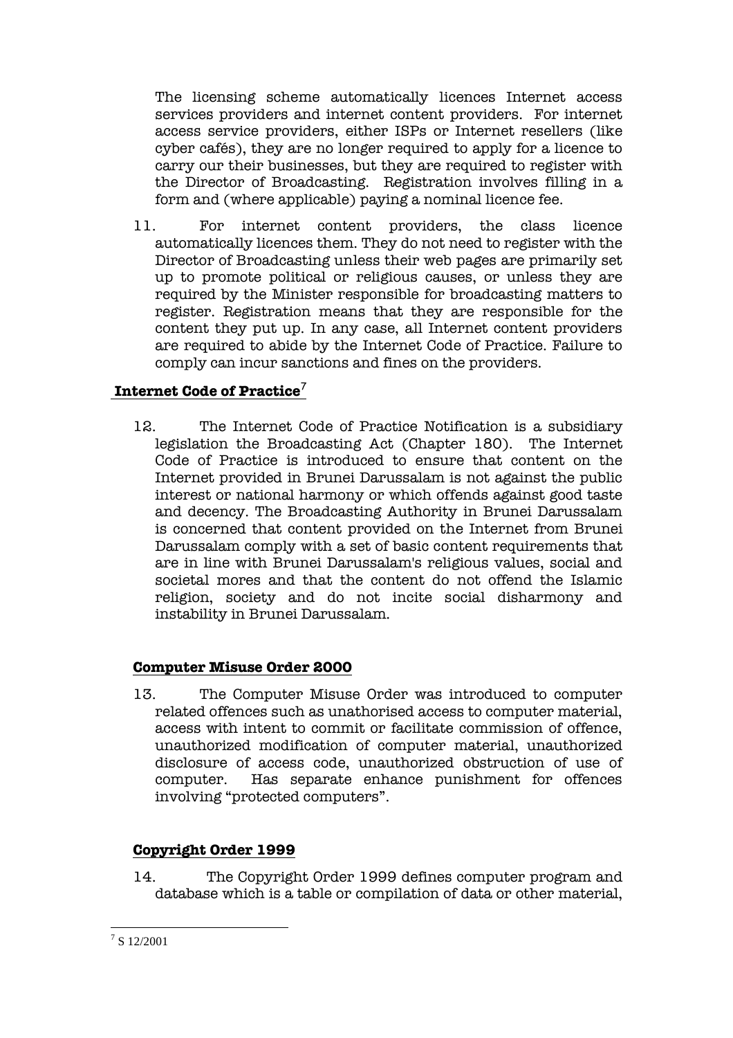The licensing scheme automatically licences Internet access services providers and internet content providers. For internet access service providers, either ISPs or Internet resellers (like cyber cafés), they are no longer required to apply for a licence to carry our their businesses, but they are required to register with the Director of Broadcasting. Registration involves filling in a form and (where applicable) paying a nominal licence fee.

11. For internet content providers, the class licence automatically licences them. They do not need to register with the Director of Broadcasting unless their web pages are primarily set up to promote political or religious causes, or unless they are required by the Minister responsible for broadcasting matters to register. Registration means that they are responsible for the content they put up. In any case, all Internet content providers are required to abide by the Internet Code of Practice. Failure to comply can incur sanctions and fines on the providers.

## Internet Code of Practice[7]

12. The Internet Code of Practice Notification is a subsidiary legislation the Broadcasting Act (Chapter 180). The Internet Code of Practice is introduced to ensure that content on the Internet provided in Brunei Darussalam is not against the public interest or national harmony or which offends against good taste and decency. The Broadcasting Authority in Brunei Darussalam is concerned that content provided on the Internet from Brunei Darussalam comply with a set of basic content requirements that are in line with Brunei Darussalam's religious values, social and societal mores and that the content do not offend the Islamic religion, society and do not incite social disharmony and instability in Brunei Darussalam.

## Computer Misuse Order 2000

13. The Computer Misuse Order was introduced to computer related offences such as unathorised access to computer material, access with intent to commit or facilitate commission of offence, unauthorized modification of computer material, unauthorized disclosure of access code, unauthorized obstruction of use of computer. Has separate enhance punishment for offences involving "protected computers".

## Copyright Order 1999

14. The Copyright Order 1999 defines computer program and database which is a table or compilation of data or other material,

[7] S 12/2001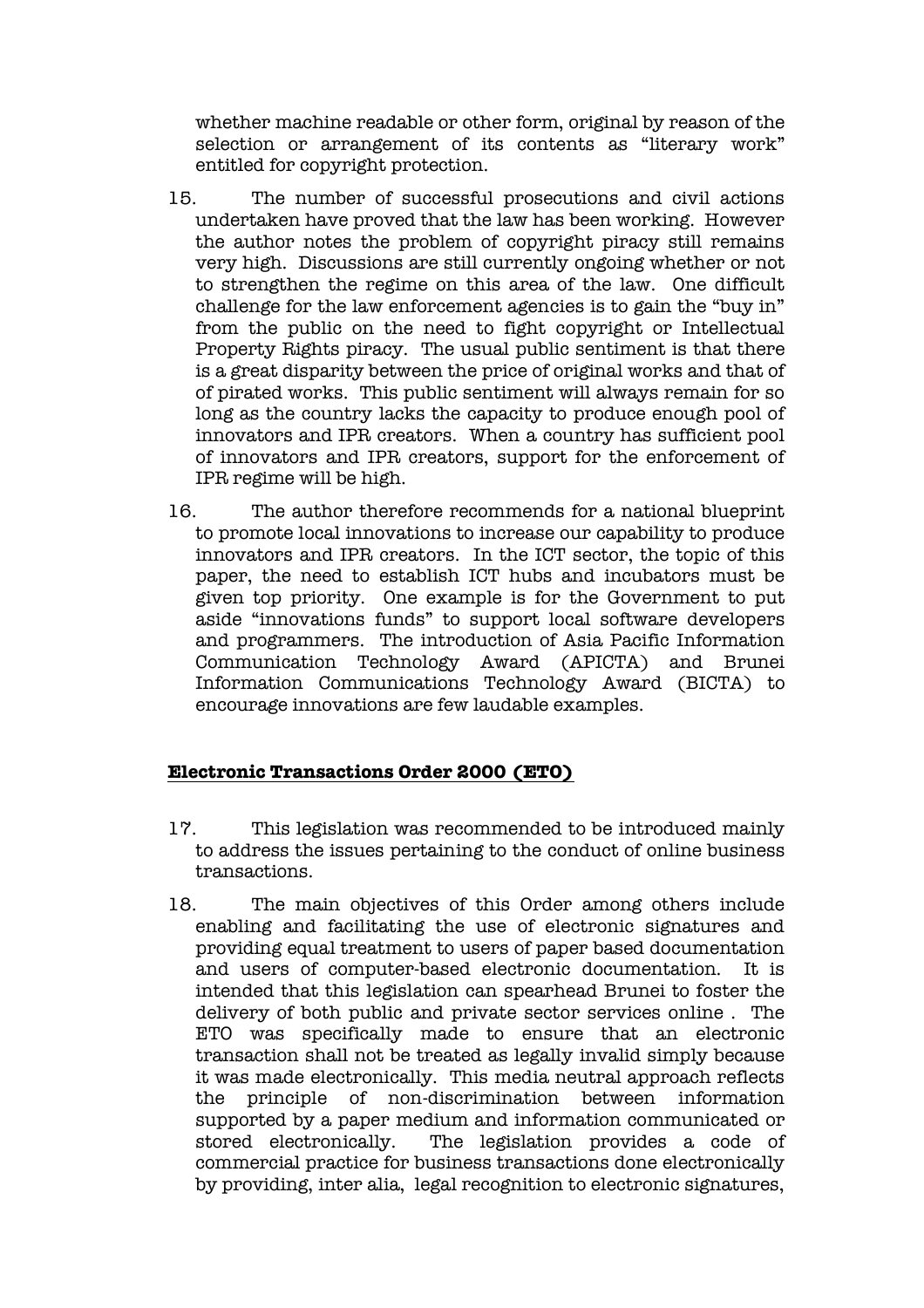whether machine readable or other form, original by reason of the selection or arrangement of its contents as "literary work" entitled for copyright protection.

15. The number of successful prosecutions and civil actions undertaken have proved that the law has been working. However the author notes the problem of copyright piracy still remains very high. Discussions are still currently ongoing whether or not to strengthen the regime on this area of the law. One difficult challenge for the law enforcement agencies is to gain the "buy in" from the public on the need to fight copyright or Intellectual Property Rights piracy. The usual public sentiment is that there is a great disparity between the price of original works and that of of pirated works. This public sentiment will always remain for so long as the country lacks the capacity to produce enough pool of innovators and IPR creators. When a country has sufficient pool of innovators and IPR creators, support for the enforcement of IPR regime will be high.

16. The author therefore recommends for a national blueprint to promote local innovations to increase our capability to produce innovators and IPR creators. In the ICT sector, the topic of this paper, the need to establish ICT hubs and incubators must be given top priority. One example is for the Government to put aside "innovations funds" to support local software developers and programmers. The introduction of Asia Pacific Information Communication Technology Award (APICTA) and Brunei Information Communications Technology Award (BICTA) to encourage innovations are few laudable examples.

**Electronic Transactions Order 2000 (ETO)**

17. This legislation was recommended to be introduced mainly to address the issues pertaining to the conduct of online business transactions.

18. The main objectives of this Order among others include enabling and facilitating the use of electronic signatures and providing equal treatment to users of paper based documentation and users of computer-based electronic documentation. It is intended that this legislation can spearhead Brunei to foster the delivery of both public and private sector services online . The ETO was specifically made to ensure that an electronic transaction shall not be treated as legally invalid simply because it was made electronically. This media neutral approach reflects the principle of non-discrimination between information supported by a paper medium and information communicated or stored electronically. The legislation provides a code of commercial practice for business transactions done electronically by providing, inter alia, legal recognition to electronic signatures,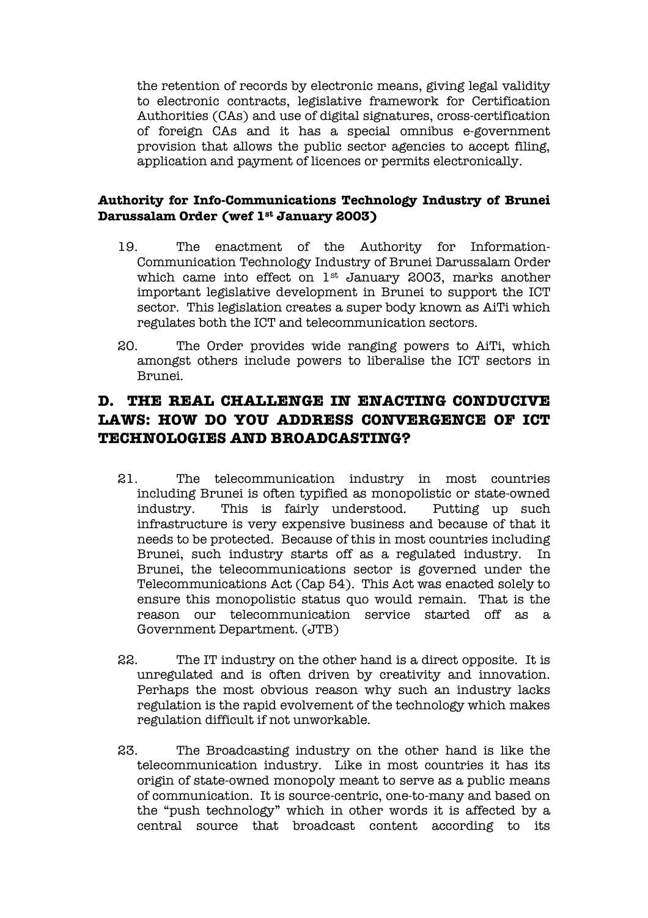the retention of records by electronic means, giving legal validity to electronic contracts, legislative framework for Certification Authorities (CAs) and use of digital signatures, cross-certification of foreign CAs and it has a special omnibus e-government provision that allows the public sector agencies to accept filing, application and payment of licences or permits electronically.

**Authority for Info-Communications Technology Industry of Brunei Darussalam Order (wef 1st January 2003)**

19. The enactment of the Authority for Information-Communication Technology Industry of Brunei Darussalam Order which came into effect on 1st January 2003, marks another important legislative development in Brunei to support the ICT sector. This legislation creates a super body known as AiTi which regulates both the ICT and telecommunication sectors.

20. The Order provides wide ranging powers to AiTi, which amongst others include powers to liberalise the ICT sectors in Brunei.

## D. THE REAL CHALLENGE IN ENACTING CONDUCIVE LAWS: HOW DO YOU ADDRESS CONVERGENCE OF ICT TECHNOLOGIES AND BROADCASTING?

21. The telecommunication industry in most countries including Brunei is often typified as monopolistic or state-owned industry. This is fairly understood. Putting up such infrastructure is very expensive business and because of that it needs to be protected. Because of this in most countries including Brunei, such industry starts off as a regulated industry. In Brunei, the telecommunications sector is governed under the Telecommunications Act (Cap 54). This Act was enacted solely to ensure this monopolistic status quo would remain. That is the reason our telecommunication service started off as a Government Department. (JTB)

22. The IT industry on the other hand is a direct opposite. It is unregulated and is often driven by creativity and innovation. Perhaps the most obvious reason why such an industry lacks regulation is the rapid evolvement of the technology which makes regulation difficult if not unworkable.

23. The Broadcasting industry on the other hand is like the telecommunication industry. Like in most countries it has its origin of state-owned monopoly meant to serve as a public means of communication. It is source-centric, one-to-many and based on the "push technology" which in other words it is affected by a central source that broadcast content according to its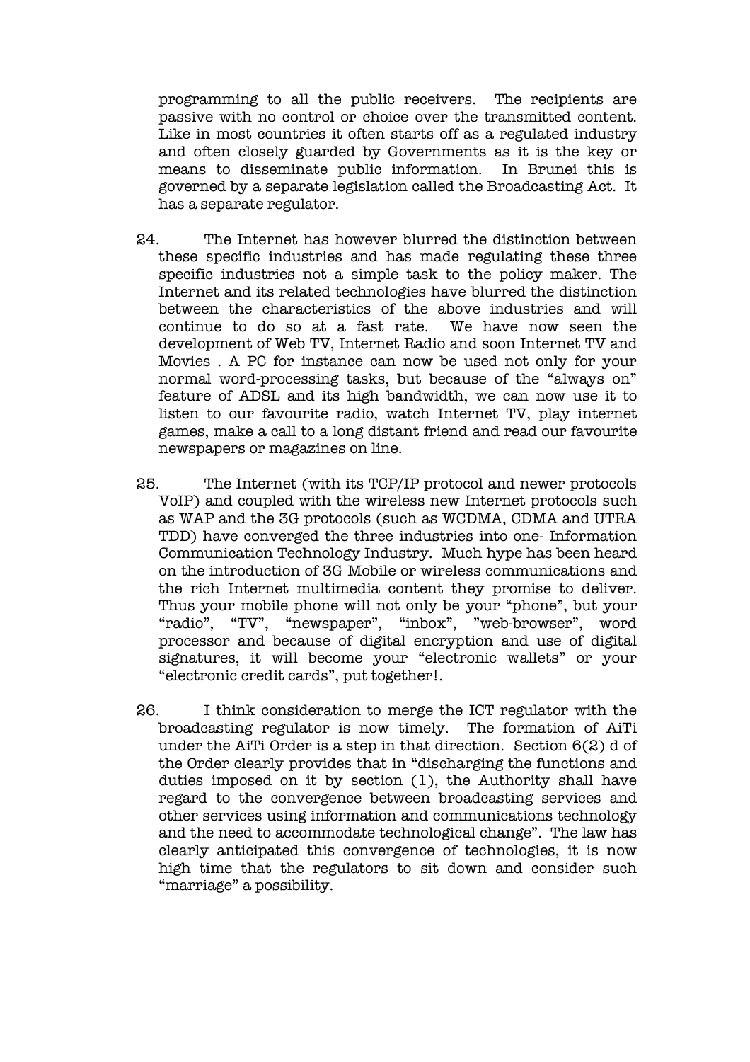programming to all the public receivers. The recipients are passive with no control or choice over the transmitted content. Like in most countries it often starts off as a regulated industry and often closely guarded by Governments as it is the key or means to disseminate public information. In Brunei this is governed by a separate legislation called the Broadcasting Act. It has a separate regulator.

24. The Internet has however blurred the distinction between these specific industries and has made regulating these three specific industries not a simple task to the policy maker. The Internet and its related technologies have blurred the distinction between the characteristics of the above industries and will continue to do so at a fast rate. We have now seen the development of Web TV, Internet Radio and soon Internet TV and Movies . A PC for instance can now be used not only for your normal word-processing tasks, but because of the "always on" feature of ADSL and its high bandwidth, we can now use it to listen to our favourite radio, watch Internet TV, play internet games, make a call to a long distant friend and read our favourite newspapers or magazines on line.

25. The Internet (with its TCP/IP protocol and newer protocols VoIP) and coupled with the wireless new Internet protocols such as WAP and the 3G protocols (such as WCDMA, CDMA and UTRA TDD) have converged the three industries into one- Information Communication Technology Industry. Much hype has been heard on the introduction of 3G Mobile or wireless communications and the rich Internet multimedia content they promise to deliver. Thus your mobile phone will not only be your "phone", but your "radio", "TV", "newspaper", "inbox", "web-browser", word processor and because of digital encryption and use of digital signatures, it will become your "electronic wallets" or your "electronic credit cards", put together!.

26. I think consideration to merge the ICT regulator with the broadcasting regulator is now timely. The formation of AiTi under the AiTi Order is a step in that direction. Section 6(2) d of the Order clearly provides that in "discharging the functions and duties imposed on it by section (1), the Authority shall have regard to the convergence between broadcasting services and other services using information and communications technology and the need to accommodate technological change". The law has clearly anticipated this convergence of technologies, it is now high time that the regulators to sit down and consider such "marriage" a possibility.